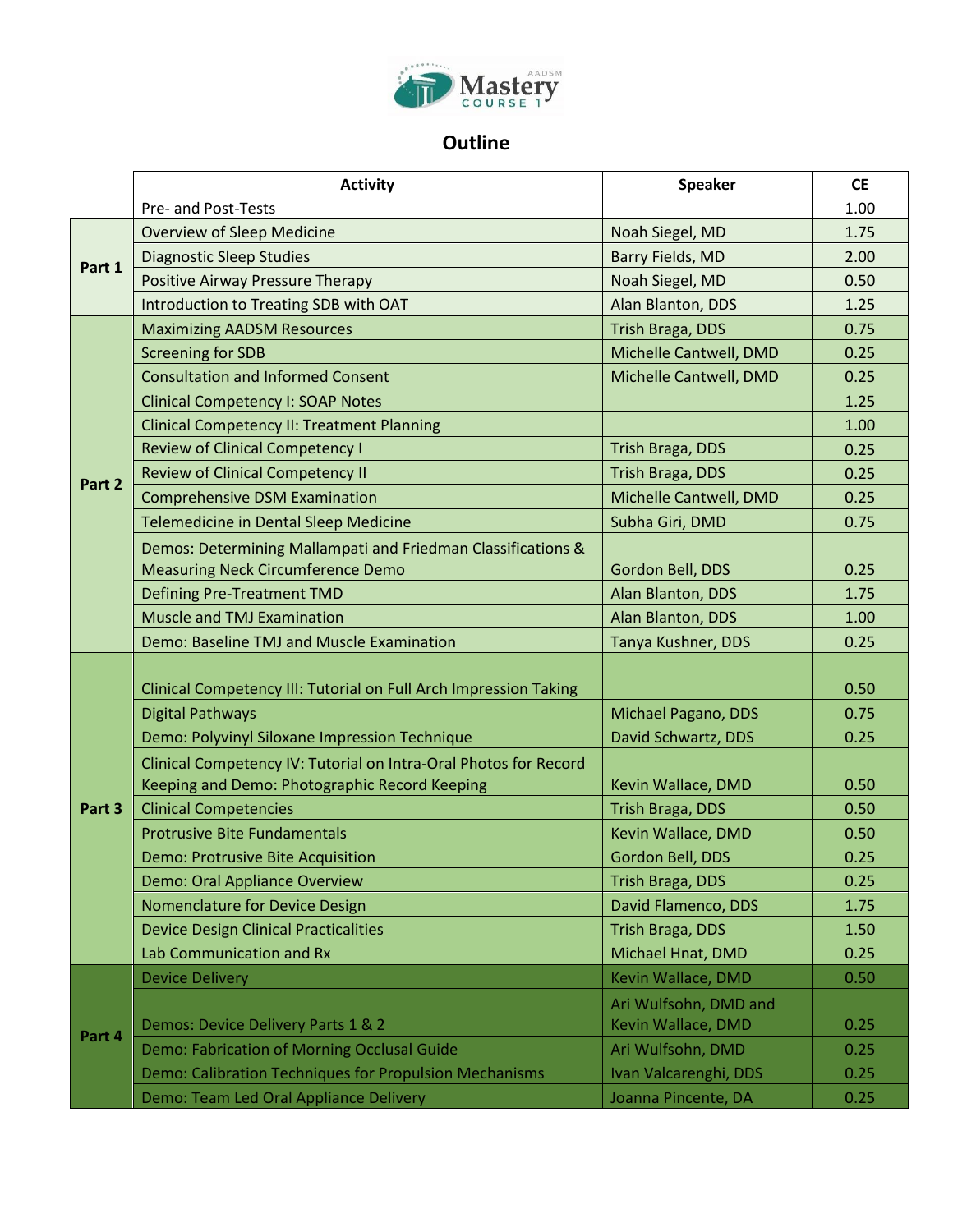AADSM Mastery Course 1

# Outline

| | Activity | Speaker | CE |
|---|---|---|---|
| | Pre- and Post-Tests | | 1.00 |
| Part 1 | Overview of Sleep Medicine | Noah Siegel, MD | 1.75 |
| | Diagnostic Sleep Studies | Barry Fields, MD | 2.00 |
| | Positive Airway Pressure Therapy | Noah Siegel, MD | 0.50 |
| | Introduction to Treating SDB with OAT | Alan Blanton, DDS | 1.25 |
| Part 2 | Maximizing AADSM Resources | Trish Braga, DDS | 0.75 |
| | Screening for SDB | Michelle Cantwell, DMD | 0.25 |
| | Consultation and Informed Consent | Michelle Cantwell, DMD | 0.25 |
| | Clinical Competency I: SOAP Notes | | 1.25 |
| | Clinical Competency II: Treatment Planning | | 1.00 |
| | Review of Clinical Competency I | Trish Braga, DDS | 0.25 |
| | Review of Clinical Competency II | Trish Braga, DDS | 0.25 |
| | Comprehensive DSM Examination | Michelle Cantwell, DMD | 0.25 |
| | Telemedicine in Dental Sleep Medicine | Subha Giri, DMD | 0.75 |
| | Demos: Determining Mallampati and Friedman Classifications & Measuring Neck Circumference Demo | Gordon Bell, DDS | 0.25 |
| | Defining Pre-Treatment TMD | Alan Blanton, DDS | 1.75 |
| | Muscle and TMJ Examination | Alan Blanton, DDS | 1.00 |
| | Demo: Baseline TMJ and Muscle Examination | Tanya Kushner, DDS | 0.25 |
| Part 3 | Clinical Competency III: Tutorial on Full Arch Impression Taking | | 0.50 |
| | Digital Pathways | Michael Pagano, DDS | 0.75 |
| | Demo: Polyvinyl Siloxane Impression Technique | David Schwartz, DDS | 0.25 |
| | Clinical Competency IV: Tutorial on Intra-Oral Photos for Record Keeping and Demo: Photographic Record Keeping | Kevin Wallace, DMD | 0.50 |
| | Clinical Competencies | Trish Braga, DDS | 0.50 |
| | Protrusive Bite Fundamentals | Kevin Wallace, DMD | 0.50 |
| | Demo: Protrusive Bite Acquisition | Gordon Bell, DDS | 0.25 |
| | Demo: Oral Appliance Overview | Trish Braga, DDS | 0.25 |
| | Nomenclature for Device Design | David Flamenco, DDS | 1.75 |
| | Device Design Clinical Practicalities | Trish Braga, DDS | 1.50 |
| | Lab Communication and Rx | Michael Hnat, DMD | 0.25 |
| Part 4 | Device Delivery | Kevin Wallace, DMD | 0.50 |
| | Demos: Device Delivery Parts 1 & 2 | Ari Wulfsohn, DMD and Kevin Wallace, DMD | 0.25 |
| | Demo: Fabrication of Morning Occlusal Guide | Ari Wulfsohn, DMD | 0.25 |
| | Demo: Calibration Techniques for Propulsion Mechanisms | Ivan Valcarenghi, DDS | 0.25 |
| | Demo: Team Led Oral Appliance Delivery | Joanna Pincente, DA | 0.25 |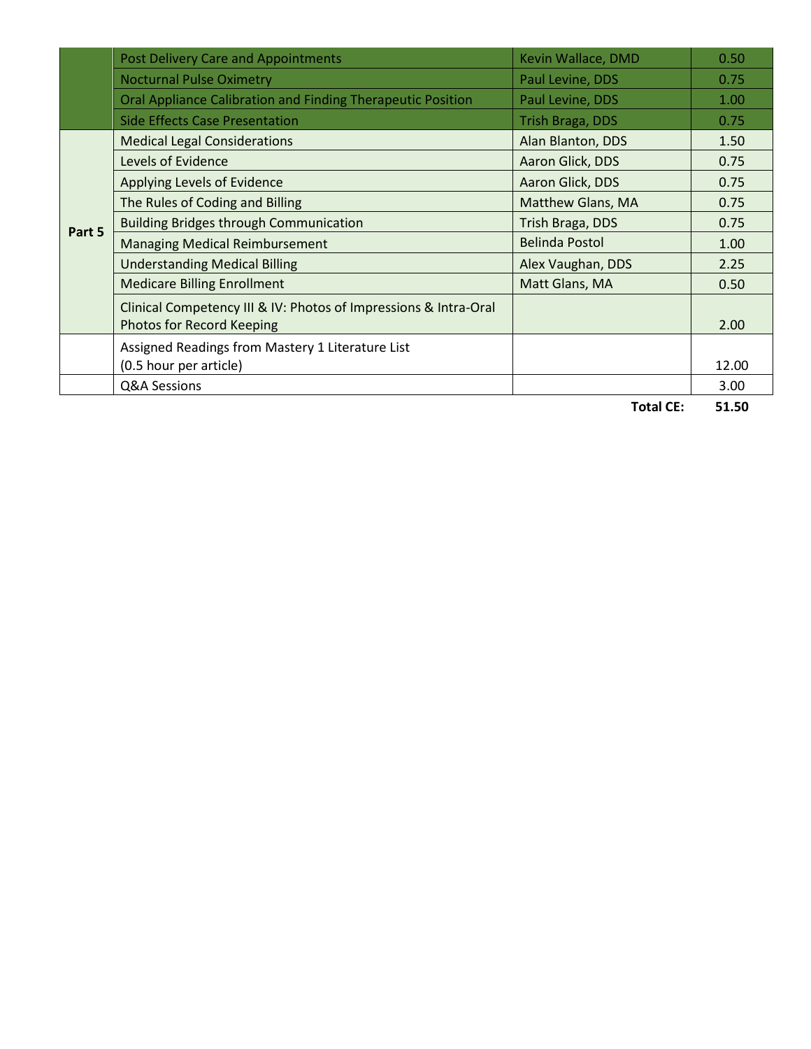| | | | |
|---|---|---|---|
| | Post Delivery Care and Appointments | Kevin Wallace, DMD | 0.50 |
| | Nocturnal Pulse Oximetry | Paul Levine, DDS | 0.75 |
| | Oral Appliance Calibration and Finding Therapeutic Position | Paul Levine, DDS | 1.00 |
| | Side Effects Case Presentation | Trish Braga, DDS | 0.75 |
| **Part 5** | Medical Legal Considerations | Alan Blanton, DDS | 1.50 |
| | Levels of Evidence | Aaron Glick, DDS | 0.75 |
| | Applying Levels of Evidence | Aaron Glick, DDS | 0.75 |
| | The Rules of Coding and Billing | Matthew Glans, MA | 0.75 |
| | Building Bridges through Communication | Trish Braga, DDS | 0.75 |
| | Managing Medical Reimbursement | Belinda Postol | 1.00 |
| | Understanding Medical Billing | Alex Vaughan, DDS | 2.25 |
| | Medicare Billing Enrollment | Matt Glans, MA | 0.50 |
| | Clinical Competency III & IV: Photos of Impressions & Intra-Oral Photos for Record Keeping | | 2.00 |
| | Assigned Readings from Mastery 1 Literature List (0.5 hour per article) | | 12.00 |
| | Q&A Sessions | | 3.00 |
| | | **Total CE:** | **51.50** |